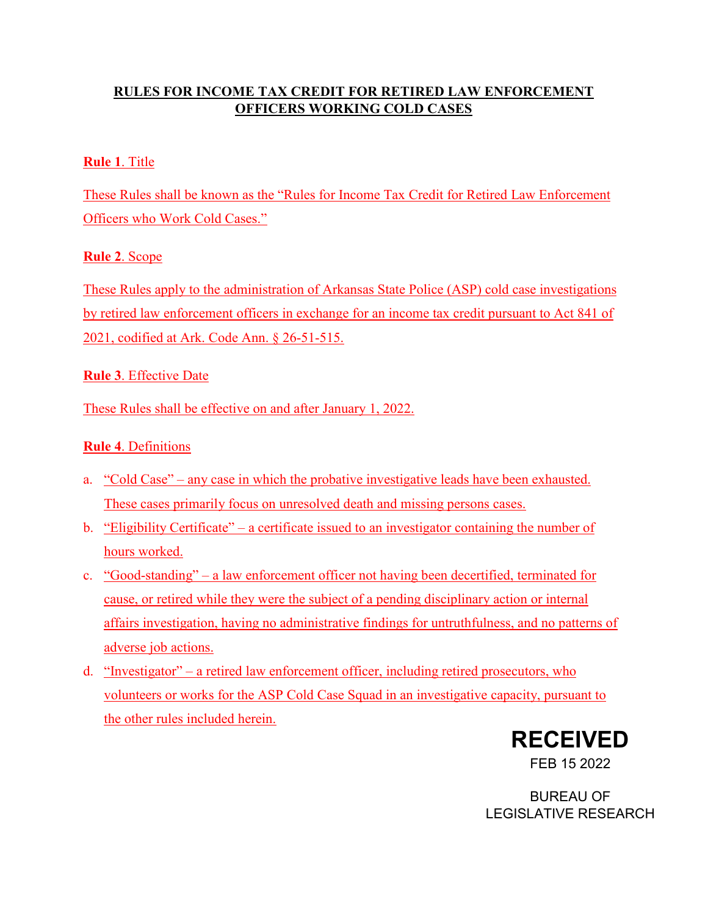# RULES FOR INCOME TAX CREDIT FOR RETIRED LAW ENFORCEMENT OFFICERS WORKING COLD CASES

**Rule 1**. Title

These Rules shall be known as the "Rules for Income Tax Credit for Retired Law Enforcement Officers who Work Cold Cases."

**Rule 2**. Scope

These Rules apply to the administration of Arkansas State Police (ASP) cold case investigations by retired law enforcement officers in exchange for an income tax credit pursuant to Act 841 of 2021, codified at Ark. Code Ann. § 26-51-515.

**Rule 3**. Effective Date

These Rules shall be effective on and after January 1, 2022.

**Rule 4**. Definitions

a. "Cold Case" – any case in which the probative investigative leads have been exhausted. These cases primarily focus on unresolved death and missing persons cases.
b. "Eligibility Certificate" – a certificate issued to an investigator containing the number of hours worked.
c. "Good-standing" – a law enforcement officer not having been decertified, terminated for cause, or retired while they were the subject of a pending disciplinary action or internal affairs investigation, having no administrative findings for untruthfulness, and no patterns of adverse job actions.
d. "Investigator" – a retired law enforcement officer, including retired prosecutors, who volunteers or works for the ASP Cold Case Squad in an investigative capacity, pursuant to the other rules included herein.

RECEIVED
FEB 15 2022
BUREAU OF
LEGISLATIVE RESEARCH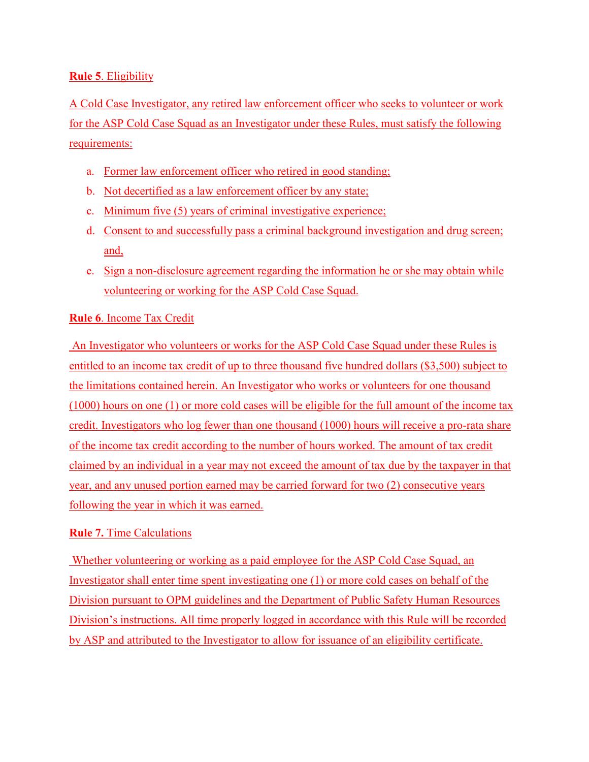**Rule 5**. Eligibility

A Cold Case Investigator, any retired law enforcement officer who seeks to volunteer or work for the ASP Cold Case Squad as an Investigator under these Rules, must satisfy the following requirements:

a. Former law enforcement officer who retired in good standing;
b. Not decertified as a law enforcement officer by any state;
c. Minimum five (5) years of criminal investigative experience;
d. Consent to and successfully pass a criminal background investigation and drug screen; and,
e. Sign a non-disclosure agreement regarding the information he or she may obtain while volunteering or working for the ASP Cold Case Squad.

**Rule 6**. Income Tax Credit

An Investigator who volunteers or works for the ASP Cold Case Squad under these Rules is entitled to an income tax credit of up to three thousand five hundred dollars ($3,500) subject to the limitations contained herein. An Investigator who works or volunteers for one thousand (1000) hours on one (1) or more cold cases will be eligible for the full amount of the income tax credit. Investigators who log fewer than one thousand (1000) hours will receive a pro-rata share of the income tax credit according to the number of hours worked. The amount of tax credit claimed by an individual in a year may not exceed the amount of tax due by the taxpayer in that year, and any unused portion earned may be carried forward for two (2) consecutive years following the year in which it was earned.

**Rule 7.** Time Calculations

Whether volunteering or working as a paid employee for the ASP Cold Case Squad, an Investigator shall enter time spent investigating one (1) or more cold cases on behalf of the Division pursuant to OPM guidelines and the Department of Public Safety Human Resources Division's instructions. All time properly logged in accordance with this Rule will be recorded by ASP and attributed to the Investigator to allow for issuance of an eligibility certificate.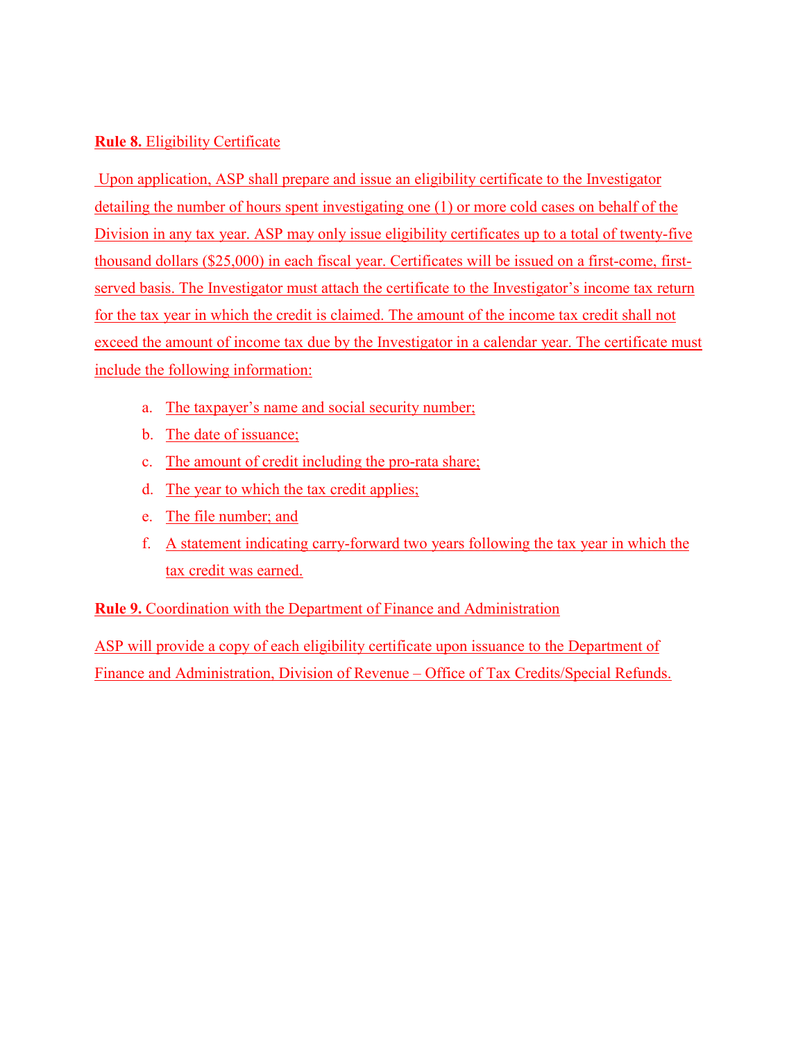**Rule 8.** Eligibility Certificate

Upon application, ASP shall prepare and issue an eligibility certificate to the Investigator detailing the number of hours spent investigating one (1) or more cold cases on behalf of the Division in any tax year. ASP may only issue eligibility certificates up to a total of twenty-five thousand dollars ($25,000) in each fiscal year. Certificates will be issued on a first-come, first-served basis. The Investigator must attach the certificate to the Investigator's income tax return for the tax year in which the credit is claimed. The amount of the income tax credit shall not exceed the amount of income tax due by the Investigator in a calendar year. The certificate must include the following information:

a. The taxpayer's name and social security number;
b. The date of issuance;
c. The amount of credit including the pro-rata share;
d. The year to which the tax credit applies;
e. The file number; and
f. A statement indicating carry-forward two years following the tax year in which the tax credit was earned.

**Rule 9.** Coordination with the Department of Finance and Administration

ASP will provide a copy of each eligibility certificate upon issuance to the Department of Finance and Administration, Division of Revenue – Office of Tax Credits/Special Refunds.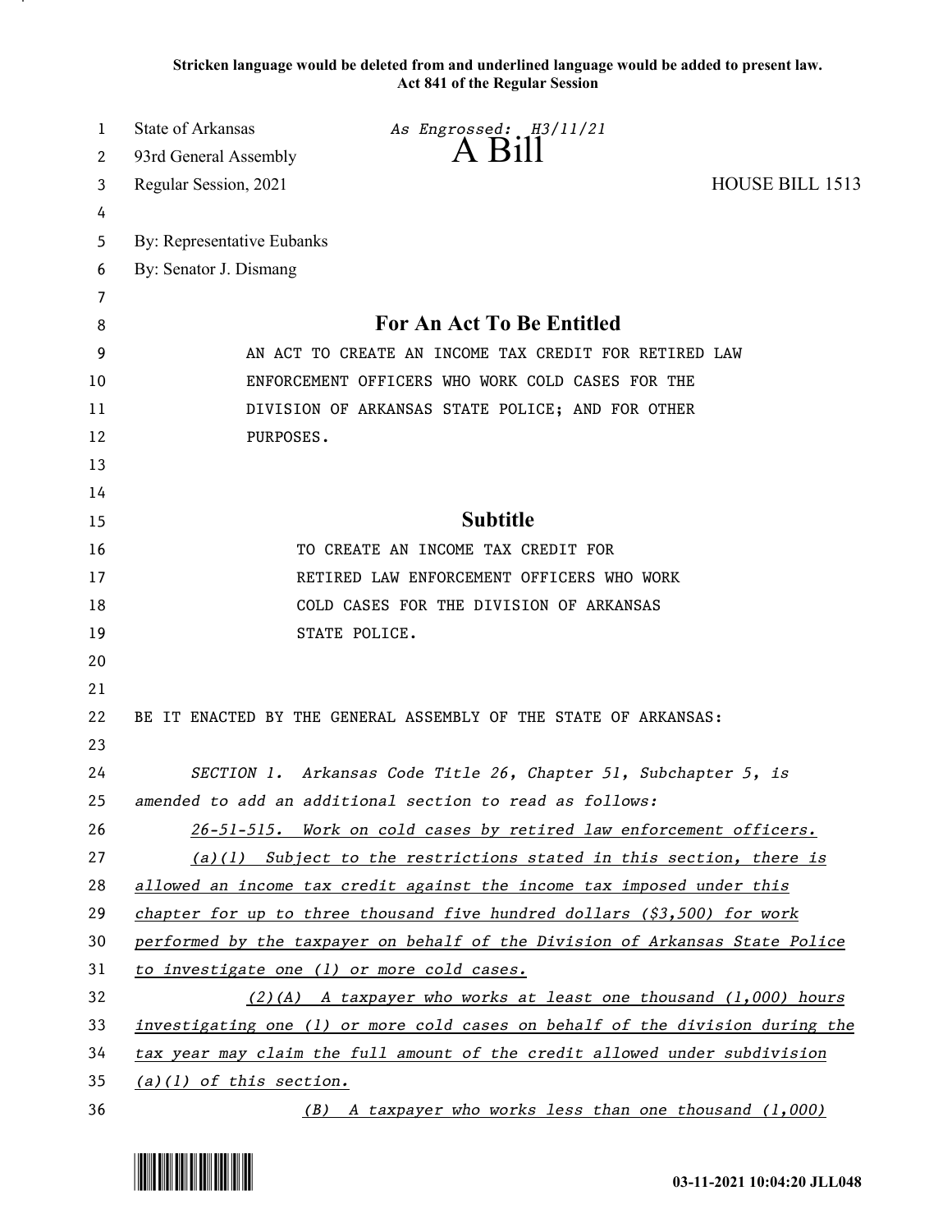**Stricken language would be deleted from and underlined language would be added to present law.**
**Act 841 of the Regular Session**

State of Arkansas
93rd General Assembly
Regular Session, 2021

*As Engrossed: H3/11/21*

# A Bill

HOUSE BILL 1513

By: Representative Eubanks
By: Senator J. Dismang

## For An Act To Be Entitled

AN ACT TO CREATE AN INCOME TAX CREDIT FOR RETIRED LAW ENFORCEMENT OFFICERS WHO WORK COLD CASES FOR THE DIVISION OF ARKANSAS STATE POLICE; AND FOR OTHER PURPOSES.

## Subtitle

TO CREATE AN INCOME TAX CREDIT FOR RETIRED LAW ENFORCEMENT OFFICERS WHO WORK COLD CASES FOR THE DIVISION OF ARKANSAS STATE POLICE.

BE IT ENACTED BY THE GENERAL ASSEMBLY OF THE STATE OF ARKANSAS:

*SECTION 1. Arkansas Code Title 26, Chapter 51, Subchapter 5, is amended to add an additional section to read as follows:*

*26-51-515. Work on cold cases by retired law enforcement officers.*

*(a)(1) Subject to the restrictions stated in this section, there is allowed an income tax credit against the income tax imposed under this chapter for up to three thousand five hundred dollars ($3,500) for work performed by the taxpayer on behalf of the Division of Arkansas State Police to investigate one (1) or more cold cases.*

*(2)(A) A taxpayer who works at least one thousand (1,000) hours investigating one (1) or more cold cases on behalf of the division during the tax year may claim the full amount of the credit allowed under subdivision (a)(1) of this section.*

*(B) A taxpayer who works less than one thousand (1,000)*

03-11-2021 10:04:20 JLL048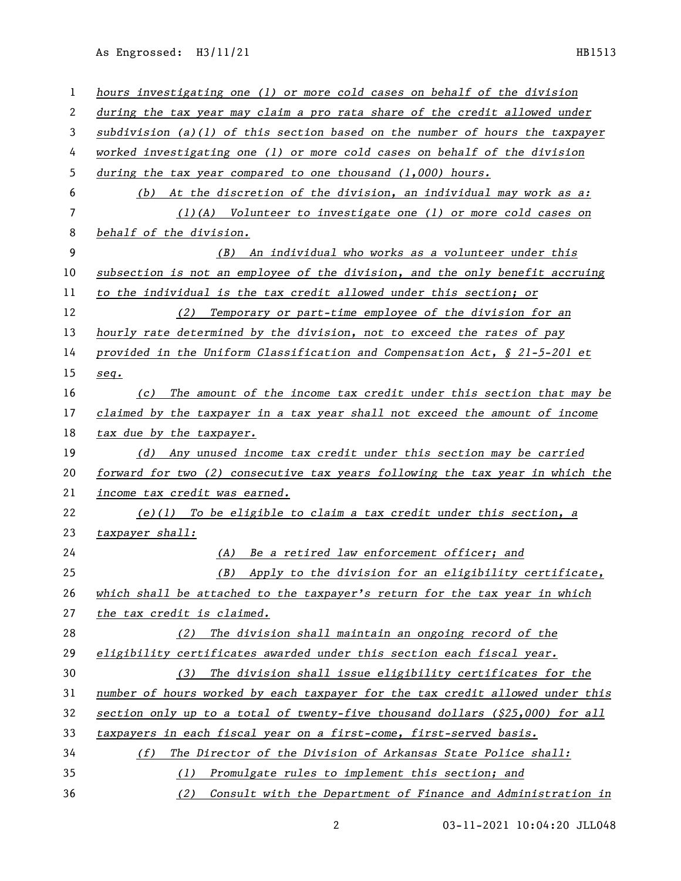*hours investigating one (1) or more cold cases on behalf of the division during the tax year may claim a pro rata share of the credit allowed under subdivision (a)(1) of this section based on the number of hours the taxpayer worked investigating one (1) or more cold cases on behalf of the division during the tax year compared to one thousand (1,000) hours.*

*(b) At the discretion of the division, an individual may work as a:*

*(1)(A) Volunteer to investigate one (1) or more cold cases on behalf of the division.*

*(B) An individual who works as a volunteer under this subsection is not an employee of the division, and the only benefit accruing to the individual is the tax credit allowed under this section; or*

*(2) Temporary or part-time employee of the division for an hourly rate determined by the division, not to exceed the rates of pay provided in the Uniform Classification and Compensation Act, § 21-5-201 et seq.*

*(c) The amount of the income tax credit under this section that may be claimed by the taxpayer in a tax year shall not exceed the amount of income tax due by the taxpayer.*

*(d) Any unused income tax credit under this section may be carried forward for two (2) consecutive tax years following the tax year in which the income tax credit was earned.*

*(e)(1) To be eligible to claim a tax credit under this section, a taxpayer shall:*

*(A) Be a retired law enforcement officer; and*

*(B) Apply to the division for an eligibility certificate, which shall be attached to the taxpayer's return for the tax year in which the tax credit is claimed.*

*(2) The division shall maintain an ongoing record of the eligibility certificates awarded under this section each fiscal year.*

*(3) The division shall issue eligibility certificates for the number of hours worked by each taxpayer for the tax credit allowed under this section only up to a total of twenty-five thousand dollars ($25,000) for all taxpayers in each fiscal year on a first-come, first-served basis.*

*(f) The Director of the Division of Arkansas State Police shall:*

*(1) Promulgate rules to implement this section; and*

*(2) Consult with the Department of Finance and Administration in*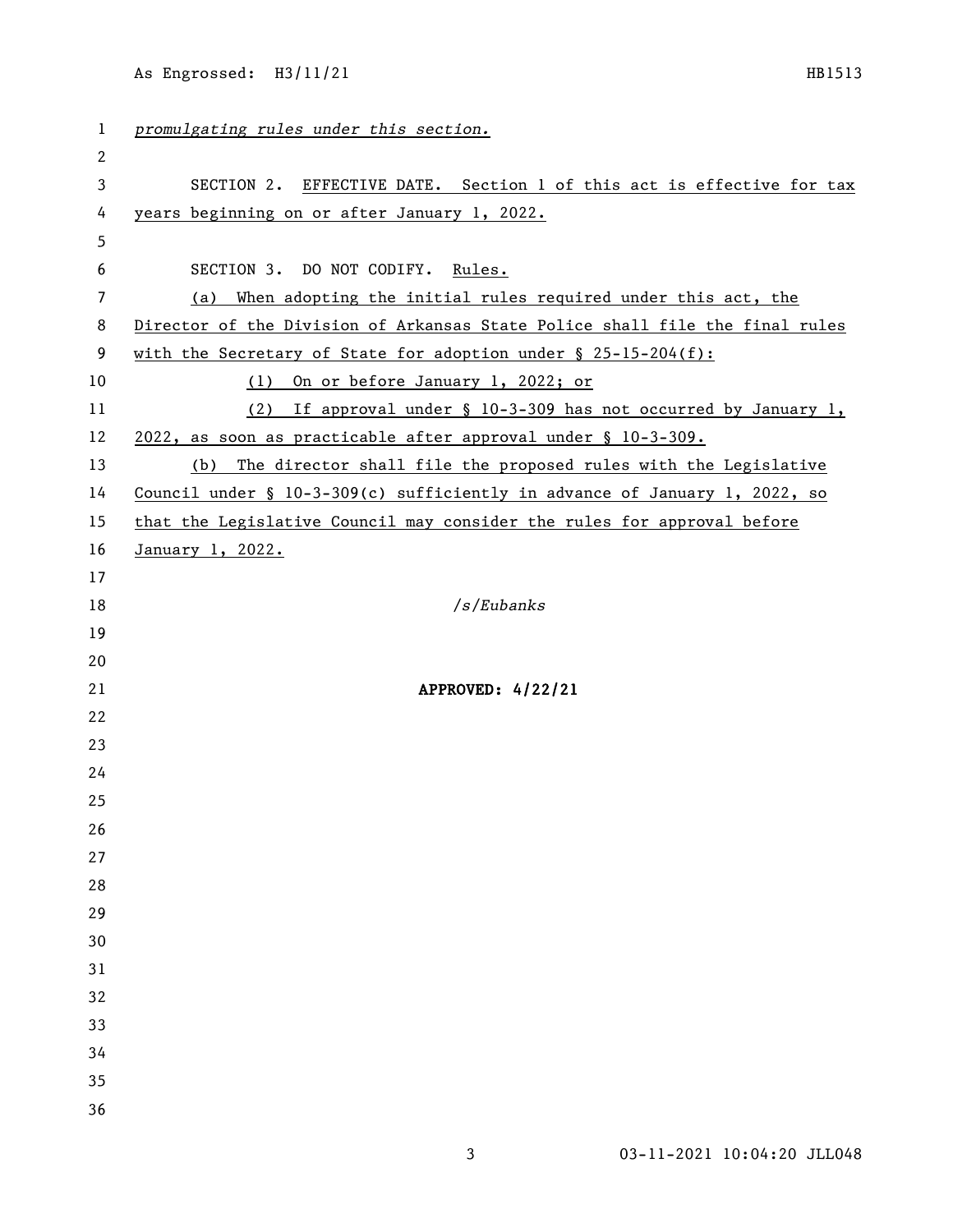*promulgating rules under this section.*

SECTION 2. EFFECTIVE DATE. Section 1 of this act is effective for tax years beginning on or after January 1, 2022.

SECTION 3. DO NOT CODIFY. Rules.

(a) When adopting the initial rules required under this act, the Director of the Division of Arkansas State Police shall file the final rules with the Secretary of State for adoption under § 25-15-204(f):

(1) On or before January 1, 2022; or

(2) If approval under § 10-3-309 has not occurred by January 1, 2022, as soon as practicable after approval under § 10-3-309.

(b) The director shall file the proposed rules with the Legislative Council under § 10-3-309(c) sufficiently in advance of January 1, 2022, so that the Legislative Council may consider the rules for approval before January 1, 2022.

*/s/Eubanks*

**APPROVED: 4/22/21**